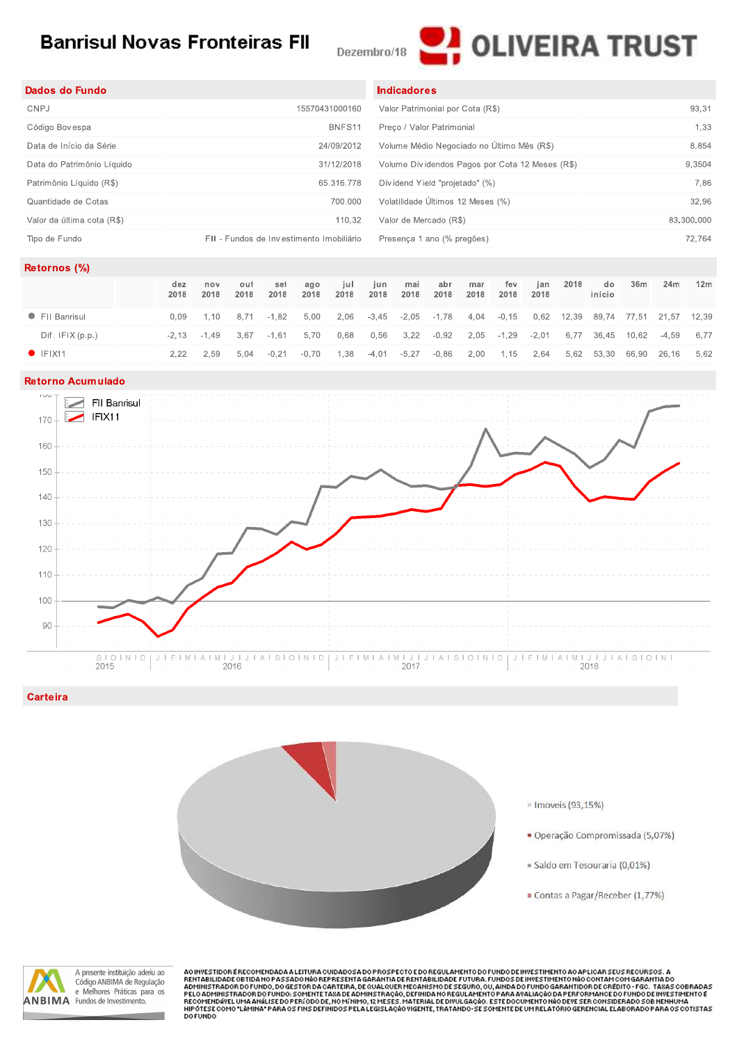# Banrisul Novas Fronteiras FII

Dezembro/18

OLIVEIRA TRUST

## Dados do Fundo

| | |
|---|---|
| CNPJ | 15570431000160 |
| Código Bovespa | BNFS11 |
| Data de Início da Série | 24/09/2012 |
| Data do Patrimônio Líquido | 31/12/2018 |
| Patrimônio Líquido (R$) | 65.316.778 |
| Quantidade de Cotas | 700.000 |
| Valor da última cota (R$) | 110,32 |
| Tipo de Fundo | FII - Fundos de Investimento Imobiliário |

## Indicadores

| | |
|---|---|
| Valor Patrimonial por Cota (R$) | 93,31 |
| Preço / Valor Patrimonial | 1,33 |
| Volume Médio Negociado no Último Mês (R$) | 8.854 |
| Volume Dividendos Pagos por Cota 12 Meses (R$) | 9,3504 |
| Dividend Yield "projetado" (%) | 7,86 |
| Volatilidade Últimos 12 Meses (%) | 32,96 |
| Valor de Mercado (R$) | 83.300.000 |
| Presença 1 ano (% pregões) | 72,764 |

## Retornos (%)

| | dez 2018 | nov 2018 | out 2018 | set 2018 | ago 2018 | jul 2018 | jun 2018 | mai 2018 | abr 2018 | mar 2018 | fev 2018 | jan 2018 | 2018 | do início | 36m | 24m | 12m |
|---|---|---|---|---|---|---|---|---|---|---|---|---|---|---|---|---|---|
| FII Banrisul | 0,09 | 1,10 | 8,71 | -1,82 | 5,00 | 2,06 | -3,45 | -2,05 | -1,78 | 4,04 | -0,15 | 0,62 | 12,39 | 89,74 | 77,51 | 21,57 | 12,39 |
| Dif. IFIX (p.p.) | -2,13 | -1,49 | 3,67 | -1,61 | 5,70 | 0,68 | 0,56 | 3,22 | -0,92 | 2,05 | -1,29 | -2,01 | 6,77 | 36,45 | 10,62 | -4,59 | 6,77 |
| IFIX11 | 2,22 | 2,59 | 5,04 | -0,21 | -0,70 | 1,38 | -4,01 | -5,27 | -0,86 | 2,00 | 1,15 | 2,64 | 5,62 | 53,30 | 66,90 | 26,16 | 5,62 |

## Retorno Acumulado

## Carteira

- Imoveis (93,15%)
- Operação Compromissada (5,07%)
- Saldo em Tesouraria (0,01%)
- Contas a Pagar/Receber (1,77%)

A presente instituição aderiu ao Código ANBIMA de Regulação e Melhores Práticas para os Fundos de Investimento.

AO INVESTIDOR É RECOMENDADA A LEITURA CUIDADOSA DO PROSPECTO E DO REGULAMENTO DO FUNDO DE INVESTIMENTO AO APLICAR SEUS RECURSOS. A RENTABILIDADE OBTIDA NO PASSADO NÃO REPRESENTA GARANTIA DE RENTABILIDADE FUTURA. FUNDOS DE INVESTIMENTO NÃO CONTAM COM GARANTIA DO ADMINISTRADOR DO FUNDO, DO GESTOR DA CARTEIRA, DE QUALQUER MECANISMO DE SEGURO, OU, AINDA DO FUNDO GARANTIDOR DE CRÉDITO - FGC. TAXAS COBRADAS PELO ADMINISTRADOR DO FUNDO: SOMENTE TAXA DE ADMINSTRAÇÃO, DEFINIDA NO REGULAMENTO PARA AVALIAÇÃO DA PERFORMANCE DO FUNDO DE INVESTIMENTO É RECOMENDÁVEL UMA ANÁLISE DO PERÍODO DE, NO MÍNIMO, 12 MESES. MATERIAL DE DIVULGAÇÃO. ESTE DOCUMENTO NÃO DEVE SER CONSIDERADO SOB NENHUMA HIPÓTESE COMO "LÂMINA" PARA OS FINS DEFINIDOS PELA LEGISLAÇÃO VIGENTE, TRATANDO-SE SOMENTE DE UM RELATÓRIO GERENCIAL ELABORADO PARA OS COTISTAS DO FUNDO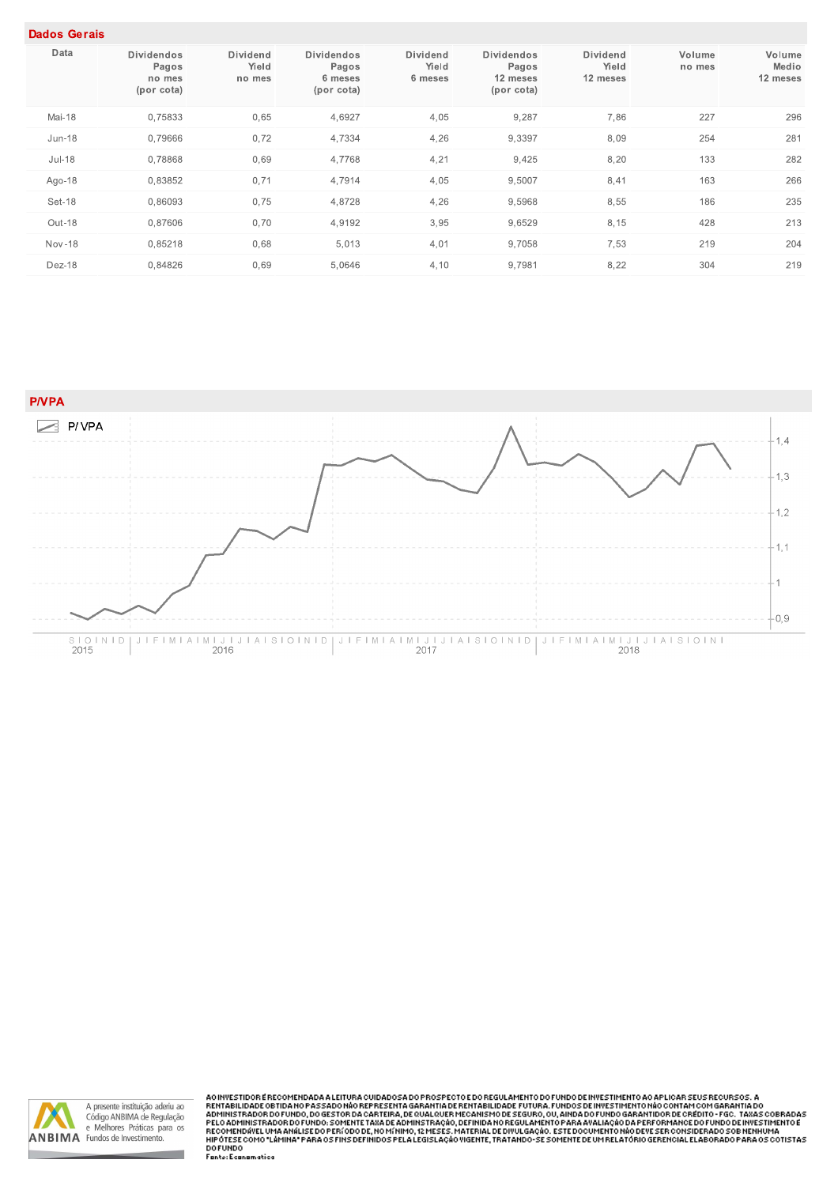## Dados Gerais

| Data | Dividendos Pagos no mes (por cota) | Dividend Yield no mes | Dividendos Pagos 6 meses (por cota) | Dividend Yield 6 meses | Dividendos Pagos 12 meses (por cota) | Dividend Yield 12 meses | Volume no mes | Volume Medio 12 meses |
|---|---|---|---|---|---|---|---|---|
| Mai-18 | 0,75833 | 0,65 | 4,6927 | 4,05 | 9,287 | 7,86 | 227 | 296 |
| Jun-18 | 0,79666 | 0,72 | 4,7334 | 4,26 | 9,3397 | 8,09 | 254 | 281 |
| Jul-18 | 0,78868 | 0,69 | 4,7768 | 4,21 | 9,425 | 8,20 | 133 | 282 |
| Ago-18 | 0,83852 | 0,71 | 4,7914 | 4,05 | 9,5007 | 8,41 | 163 | 266 |
| Set-18 | 0,86093 | 0,75 | 4,8728 | 4,26 | 9,5968 | 8,55 | 186 | 235 |
| Out-18 | 0,87606 | 0,70 | 4,9192 | 3,95 | 9,6529 | 8,15 | 428 | 213 |
| Nov-18 | 0,85218 | 0,68 | 5,013 | 4,01 | 9,7058 | 7,53 | 219 | 204 |
| Dez-18 | 0,84826 | 0,69 | 5,0646 | 4,10 | 9,7981 | 8,22 | 304 | 219 |

## P/VPA

P/ VPA

1,4
1,3
1,2
1,1
1
0,9

S O N D | J F M A M J J A S O N D | J F M A M J J A S O N D | J F M A M J J A S O N

2015 2016 2017 2018

A presente instituição aderiu ao Código ANBIMA de Regulação e Melhores Práticas para os Fundos de Investimento.

AO INVESTIDOR É RECOMENDADA A LEITURA CUIDADOSA DO PROSPECTO E DO REGULAMENTO DO FUNDO DE INVESTIMENTO AO APLICAR SEUS RECURSOS. A RENTABILIDADE OBTIDA NO PASSADO NÃO REPRESENTA GARANTIA DE RENTABILIDADE FUTURA. FUNDOS DE INVESTIMENTO NÃO CONTAM COM GARANTIA DO ADMINISTRADOR DO FUNDO, DO GESTOR DA CARTEIRA, DE QUALQUER MECANISMO DE SEGURO, OU, AINDA DO FUNDO GARANTIDOR DE CRÉDITO - FGC. TAXAS COBRADAS PELO ADMINISTRADOR DO FUNDO: SOMENTE TAXA DE ADMINSTRAÇÃO, DEFINIDA NO REGULAMENTO PARA AVALIAÇÃO DA PERFORMANCE DO FUNDO DE INVESTIMENTO É RECOMENDÁVEL UMA ANÁLISE DO PERÍODO DE, NO MÍNIMO, 12 MESES. MATERIAL DE DIVULGAÇÃO. ESTE DOCUMENTO NÃO DEVE SER CONSIDERADO SOB NENHUMA HIPÓTESE COMO "LÂMINA" PARA OS FINS DEFINIDOS PELA LEGISLAÇÃO VIGENTE, TRATANDO-SE SOMENTE DE UM RELATÓRIO GERENCIAL ELABORADO PARA OS COTISTAS DO FUNDO

Fonte: Economatica